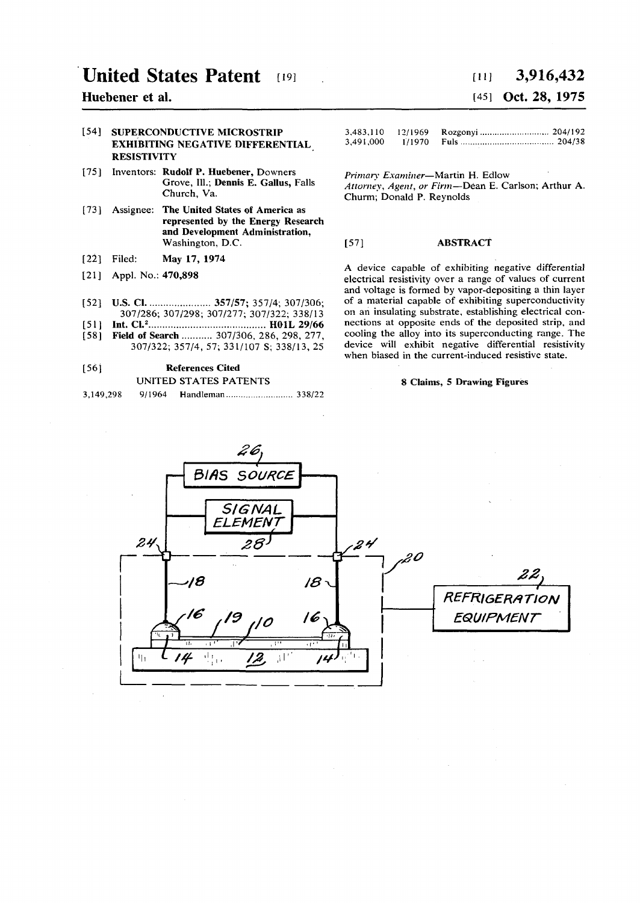# United States Patent [19]

**Huebener et al.**

[11] **3,916,432**

[45] **Oct. 28, 1975**

[54] **SUPERCONDUCTIVE MICROSTRIP EXHIBITING NEGATIVE DIFFERENTIAL RESISTIVITY**

[75] Inventors: **Rudolf P. Huebener**, Downers Grove, Ill.; **Dennis E. Gallus**, Falls Church, Va.

[73] Assignee: **The United States of America as represented by the Energy Research and Development Administration,** Washington, D.C.

[22] Filed: **May 17, 1974**

[21] Appl. No.: **470,898**

[52] **U.S. Cl.** .................... **357/57**; 357/4; 307/306; 307/286; 307/298; 307/277; 307/322; 338/13

[51] **Int. Cl.²** .................... **H01L 29/66**

[58] **Field of Search** .......... 307/306, 286, 298, 277, 307/322; 357/4, 57; 331/107 S; 338/13, 25

[56] **References Cited**

UNITED STATES PATENTS

| | | | |
|---|---|---|---|
| 3,149,298 | 9/1964 | Handleman | 338/22 |
| 3,483,110 | 12/1969 | Rozgonyi | 204/192 |
| 3,491,000 | 1/1970 | Fuls | 204/38 |

*Primary Examiner*—Martin H. Edlow

*Attorney, Agent, or Firm*—Dean E. Carlson; Arthur A. Churm; Donald P. Reynolds

[57] **ABSTRACT**

A device capable of exhibiting negative differential electrical resistivity over a range of values of current and voltage is formed by vapor-depositing a thin layer of a material capable of exhibiting superconductivity on an insulating substrate, establishing electrical connections at opposite ends of the deposited strip, and cooling the alloy into its superconducting range. The device will exhibit negative differential resistivity when biased in the current-induced resistive state.

**8 Claims, 5 Drawing Figures**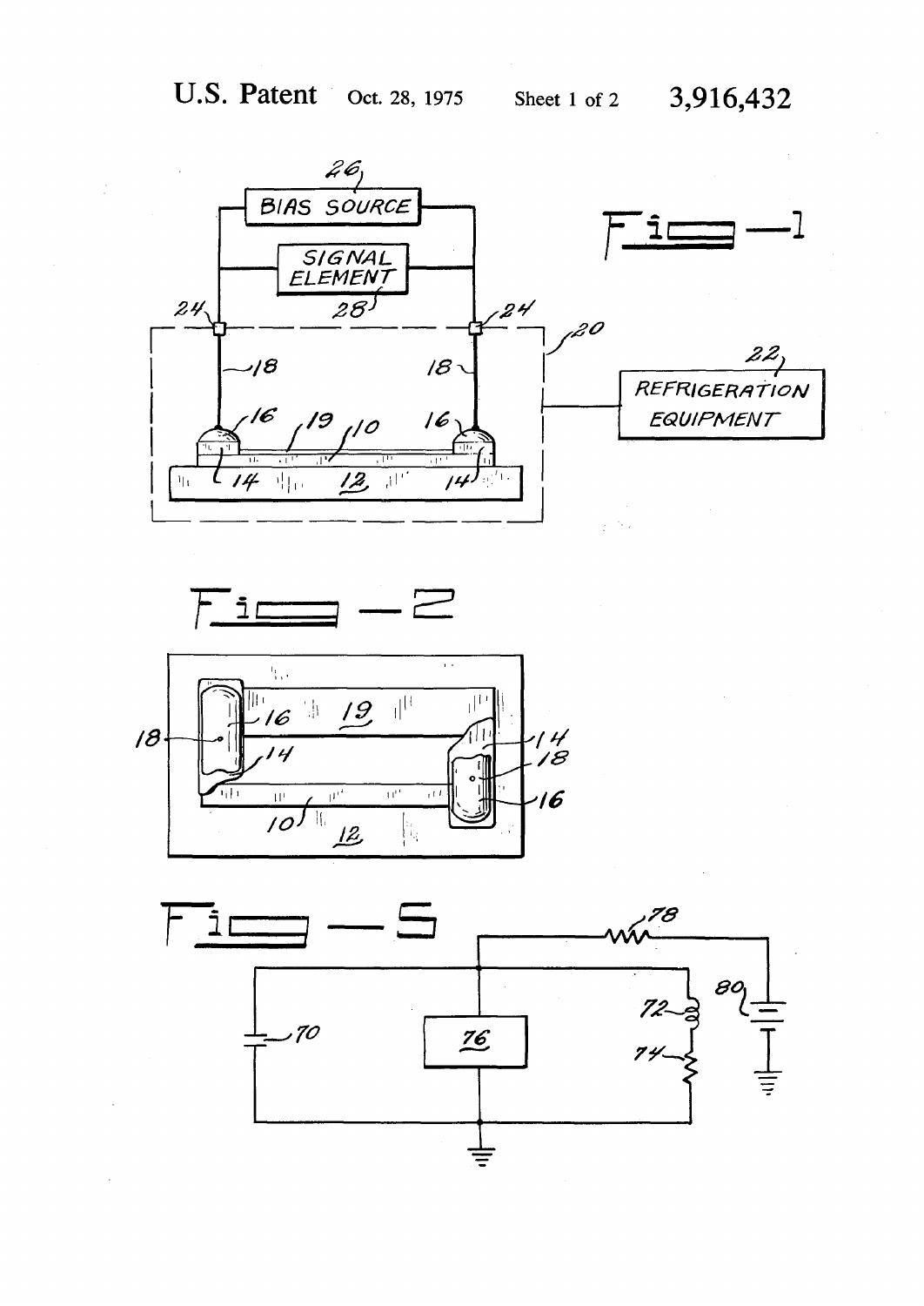Fig—1

Fig—2

Fig—5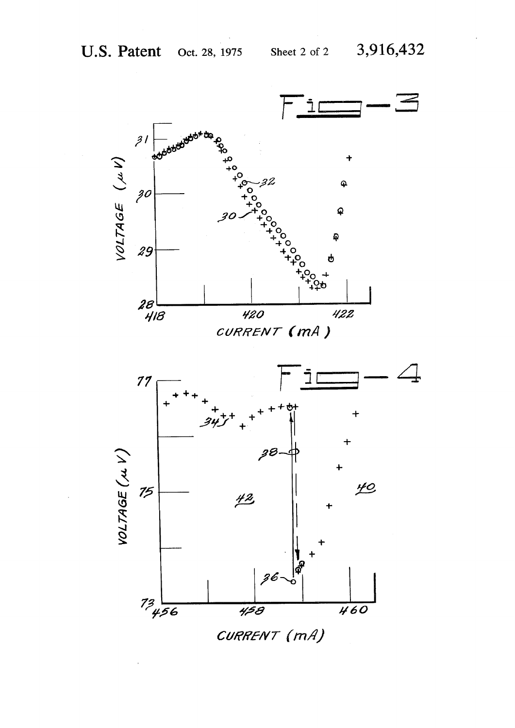Fig-3

Fig-4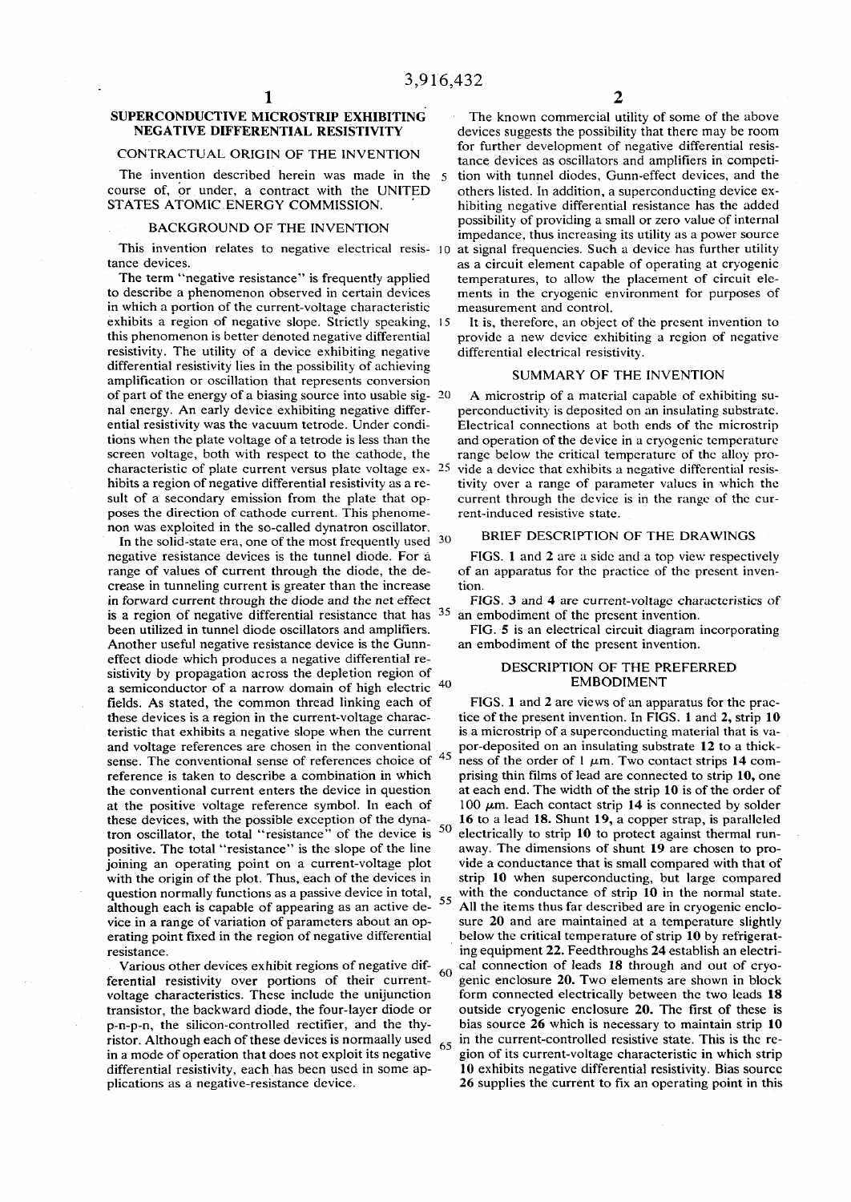# SUPERCONDUCTIVE MICROSTRIP EXHIBITING NEGATIVE DIFFERENTIAL RESISTIVITY

## CONTRACTUAL ORIGIN OF THE INVENTION

The invention described herein was made in the course of, or under, a contract with the UNITED STATES ATOMIC ENERGY COMMISSION.

## BACKGROUND OF THE INVENTION

This invention relates to negative electrical resistance devices.

The term "negative resistance" is frequently applied to describe a phenomenon observed in certain devices in which a portion of the current-voltage characteristic exhibits a region of negative slope. Strictly speaking, this phenomenon is better denoted negative differential resistivity. The utility of a device exhibiting negative differential resistivity lies in the possibility of achieving amplification or oscillation that represents conversion of part of the energy of a biasing source into usable signal energy. An early device exhibiting negative differential resistivity was the vacuum tetrode. Under conditions when the plate voltage of a tetrode is less than the screen voltage, both with respect to the cathode, the characteristic of plate current versus plate voltage exhibits a region of negative differential resistivity as a result of a secondary emission from the plate that opposes the direction of cathode current. This phenomenon was exploited in the so-called dynatron oscillator.

In the solid-state era, one of the most frequently used negative resistance devices is the tunnel diode. For a range of values of current through the diode, the decrease in tunneling current is greater than the increase in forward current through the diode and the net effect is a region of negative differential resistance that has been utilized in tunnel diode oscillators and amplifiers. Another useful negative resistance device is the Gunn-effect diode which produces a negative differential resistivity by propagation across the depletion region of a semiconductor of a narrow domain of high electric fields. As stated, the common thread linking each of these devices is a region in the current-voltage characteristic that exhibits a negative slope when the current and voltage references are chosen in the conventional sense. The conventional sense of references choice of reference is taken to describe a combination in which the conventional current enters the device in question at the positive voltage reference symbol. In each of these devices, with the possible exception of the dynatron oscillator, the total "resistance" of the device is positive. The total "resistance" is the slope of the line joining an operating point on a current-voltage plot with the origin of the plot. Thus, each of the devices in question normally functions as a passive device in total, although each is capable of appearing as an active device in a range of variation of parameters about an operating point fixed in the region of negative differential resistance.

Various other devices exhibit regions of negative differential resistivity over portions of their current-voltage characteristics. These include the unijunction transistor, the backward diode, the four-layer diode or p-n-p-n, the silicon-controlled rectifier, and the thyristor. Although each of these devices is normally used in a mode of operation that does not exploit its negative differential resistivity, each has been used in some applications as a negative-resistance device.

The known commercial utility of some of the above devices suggests the possibility that there may be room for further development of negative differential resistance devices as oscillators and amplifiers in competition with tunnel diodes, Gunn-effect devices, and the others listed. In addition, a superconducting device exhibiting negative differential resistance has the added possibility of providing a small or zero value of internal impedance, thus increasing its utility as a power source at signal frequencies. Such a device has further utility as a circuit element capable of operating at cryogenic temperatures, to allow the placement of circuit elements in the cryogenic environment for purposes of measurement and control.

It is, therefore, an object of the present invention to provide a new device exhibiting a region of negative differential electrical resistivity.

## SUMMARY OF THE INVENTION

A microstrip of a material capable of exhibiting superconductivity is deposited on an insulating substrate. Electrical connections at both ends of the microstrip and operation of the device in a cryogenic temperature range below the critical temperature of the alloy provide a device that exhibits a negative differential resistivity over a range of parameter values in which the current through the device is in the range of the current-induced resistive state.

## BRIEF DESCRIPTION OF THE DRAWINGS

FIGS. 1 and 2 are a side and a top view respectively of an apparatus for the practice of the present invention.

FIGS. 3 and 4 are current-voltage characteristics of an embodiment of the present invention.

FIG. 5 is an electrical circuit diagram incorporating an embodiment of the present invention.

## DESCRIPTION OF THE PREFERRED EMBODIMENT

FIGS. 1 and 2 are views of an apparatus for the practice of the present invention. In FIGS. 1 and 2, strip 10 is a microstrip of a superconducting material that is vapor-deposited on an insulating substrate 12 to a thickness of the order of 1 $\mu$m. Two contact strips 14 comprising thin films of lead are connected to strip 10, one at each end. The width of the strip 10 is of the order of 100 $\mu$m. Each contact strip 14 is connected by solder 16 to a lead 18. Shunt 19, a copper strap, is paralleled electrically to strip 10 to protect against thermal runaway. The dimensions of shunt 19 are chosen to provide a conductance that is small compared with that of strip 10 when superconducting, but large compared with the conductance of strip 10 in the normal state. All the items thus far described are in cryogenic enclosure 20 and are maintained at a temperature slightly below the critical temperature of strip 10 by refrigerating equipment 22. Feedthroughs 24 establish an electrical connection of leads 18 through and out of cryogenic enclosure 20. Two elements are shown in block form connected electrically between the two leads 18 outside cryogenic enclosure 20. The first of these is bias source 26 which is necessary to maintain strip 10 in the current-controlled resistive state. This is the region of its current-voltage characteristic in which strip 10 exhibits negative differential resistivity. Bias source 26 supplies the current to fix an operating point in this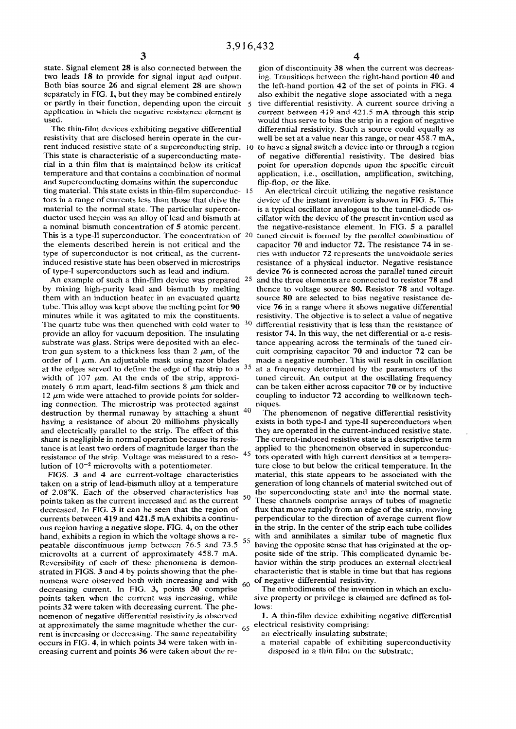state. Signal element 28 is also connected between the two leads 18 to provide for signal input and output. Both bias source 26 and signal element 28 are shown separately in FIG. 1, but they may be combined entirely or partly in their function, depending upon the circuit application in which the negative resistance element is used.

The thin-film devices exhibiting negative differential resistivity that are disclosed herein operate in the current-induced resistive state of a superconducting strip. This state is characteristic of a superconducting material in a thin film that is maintained below its critical temperature and that contains a combination of normal and superconducting domains within the superconducting material. This state exists in thin-film superconductors in a range of currents less than those that drive the material to the normal state. The particular superconductor used herein was an alloy of lead and bismuth at a nominal bismuth concentration of 5 atomic percent. This is a type-II superconductor. The concentration of the elements described herein is not critical and the type of superconductor is not critical, as the current-induced resistive state has been observed in microstrips of type-I superconductors such as lead and indium.

An example of such a thin-film device was prepared by mixing high-purity lead and bismuth by melting them with an induction heater in an evacuated quartz tube. This alloy was kept above the melting point for 90 minutes while it was agitated to mix the constituents. The quartz tube was then quenched with cold water to provide an alloy for vacuum deposition. The insulating substrate was glass. Strips were deposited with an electron gun system to a thickness less than 2 $\mu$m, of the order of 1 $\mu$m. An adjustable mask using razor blades at the edges served to define the edge of the strip to a width of 107 $\mu$m. At the ends of the strip, approximately 6 mm apart, lead-film sections 8 $\mu$m thick and 12 $\mu$m wide were attached to provide points for soldering connection. The microstrip was protected against destruction by thermal runaway by attaching a shunt having a resistance of about 20 milliohms physically and electrically parallel to the strip. The effect of this shunt is negligible in normal operation because its resistance is at least two orders of magnitude larger than the resistance of the strip. Voltage was measured to a resolution of $10^{-2}$ microvolts with a potentiometer.

FIGS. 3 and 4 are current-voltage characteristics taken on a strip of lead-bismuth alloy at a temperature of 2.08°K. Each of the observed characteristics has points taken as the current increased and as the current decreased. In FIG. 3 it can be seen that the region of currents between 419 and 421.5 mA exhibits a continuous region having a negative slope. FIG. 4, on the other hand, exhibits a region in which the voltage shows a repeatable discontinuous jump between 76.5 and 73.5 microvolts at a current of approximately 458.7 mA. Reversibility of each of these phenomena is demonstrated in FIGS. 3 and 4 by points showing that the phenomena were observed both with increasing and with decreasing current. In FIG. 3, points 30 comprise points taken when the current was increasing, while points 32 were taken with decreasing current. The phenomenon of negative differential resistivity is observed at approximately the same magnitude whether the current is increasing or decreasing. The same repeatability occurs in FIG. 4, in which points 34 were taken with increasing current and points 36 were taken about the region of discontinuity 38 when the current was decreasing. Transitions between the right-hand portion 40 and the left-hand portion 42 of the set of points in FIG. 4 also exhibit the negative slope associated with a negative differential resistivity. A current source driving a current between 419 and 421.5 mA through this strip would thus serve to bias the strip in a region of negative differential resistivity. Such a source could equally as well be set at a value near this range, or near 458.7 mA, to have a signal switch a device into or through a region of negative differential resistivity. The desired bias point for operation depends upon the specific circuit application, i.e., oscillation, amplification, switching, flip-flop, or the like.

An electrical circuit utilizing the negative resistance device of the instant invention is shown in FIG. 5. This is a typical oscillator analogous to the tunnel-diode oscillator with the device of the present invention used as the negative-resistance element. In FIG. 5 a parallel tuned circuit is formed by the parallel combination of capacitor 70 and inductor 72. The resistance 74 in series with inductor 72 represents the unavoidable series resistance of a physical inductor. Negative resistance device 76 is connected across the parallel tuned circuit and the three elements are connected to resistor 78 and thence to voltage source 80. Resistor 78 and voltage source 80 are selected to bias negative resistance device 76 in a range where it shows negative differential resistivity. The objective is to select a value of negative differential resistivity that is less than the resistance of resistor 74. In this way, the net differential or a-c resistance appearing across the terminals of the tuned circuit comprising capacitor 70 and inductor 72 can be made a negative number. This will result in oscillation at a frequency determined by the parameters of the tuned circuit. An output at the oscillating frequency can be taken either across capacitor 70 or by inductive coupling to inductor 72 according to wellknown techniques.

The phenomenon of negative differential resistivity exists in both type-I and type-II superconductors when they are operated in the current-induced resistive state. The current-induced resistive state is a descriptive term applied to the phenomenon observed in superconductors operated with high current densities at a temperature close to but below the critical temperature. In the material, this state appears to be associated with the generation of long channels of material switched out of the superconducting state and into the normal state. These channels comprise arrays of tubes of magnetic flux that move rapidly from an edge of the strip, moving perpendicular to the direction of average current flow in the strip. In the center of the strip each tube collides with and annihilates a similar tube of magnetic flux having the opposite sense that has originated at the opposite side of the strip. This complicated dynamic behavior within the strip produces an external electrical characteristic that is stable in time but that has regions of negative differential resistivity.

The embodiments of the invention in which an exclusive property or privilege is claimed are defined as follows:

1. A thin-film device exhibiting negative differential electrical resistivity comprising:
   - an electrically insulating substrate;
   - a material capable of exhibiting superconductivity disposed in a thin film on the substrate;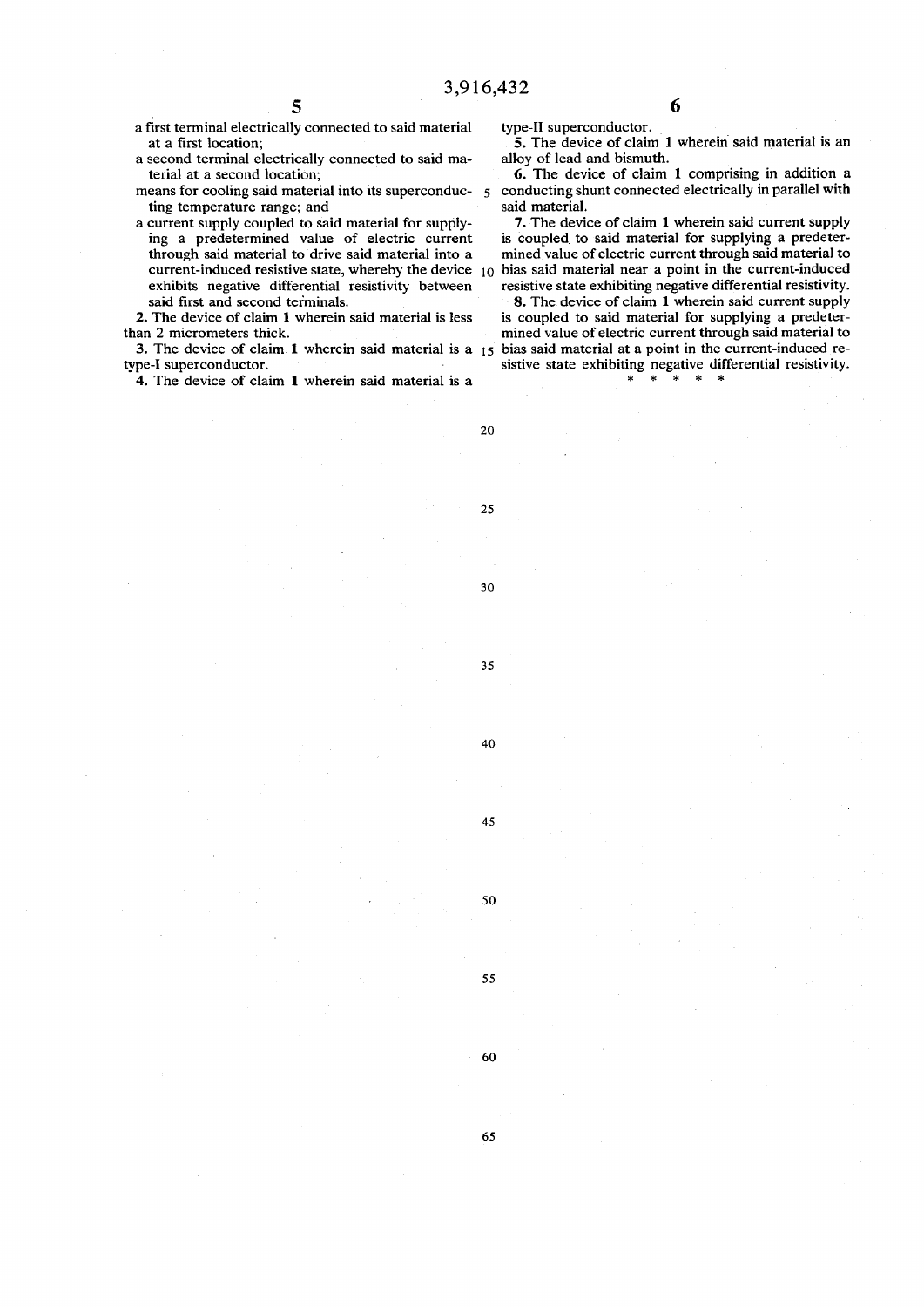a first terminal electrically connected to said material at a first location;

a second terminal electrically connected to said material at a second location;

means for cooling said material into its superconducting temperature range; and

a current supply coupled to said material for supplying a predetermined value of electric current through said material to drive said material into a current-induced resistive state, whereby the device exhibits negative differential resistivity between said first and second terminals.

**2.** The device of claim **1** wherein said material is less than 2 micrometers thick.

**3.** The device of claim **1** wherein said material is a type-I superconductor.

**4.** The device of claim **1** wherein said material is a type-II superconductor.

**5.** The device of claim **1** wherein said material is an alloy of lead and bismuth.

**6.** The device of claim **1** comprising in addition a conducting shunt connected electrically in parallel with said material.

**7.** The device of claim **1** wherein said current supply is coupled to said material for supplying a predetermined value of electric current through said material to bias said material near a point in the current-induced resistive state exhibiting negative differential resistivity.

**8.** The device of claim **1** wherein said current supply is coupled to said material for supplying a predetermined value of electric current through said material to bias said material at a point in the current-induced resistive state exhibiting negative differential resistivity.

* * * * *